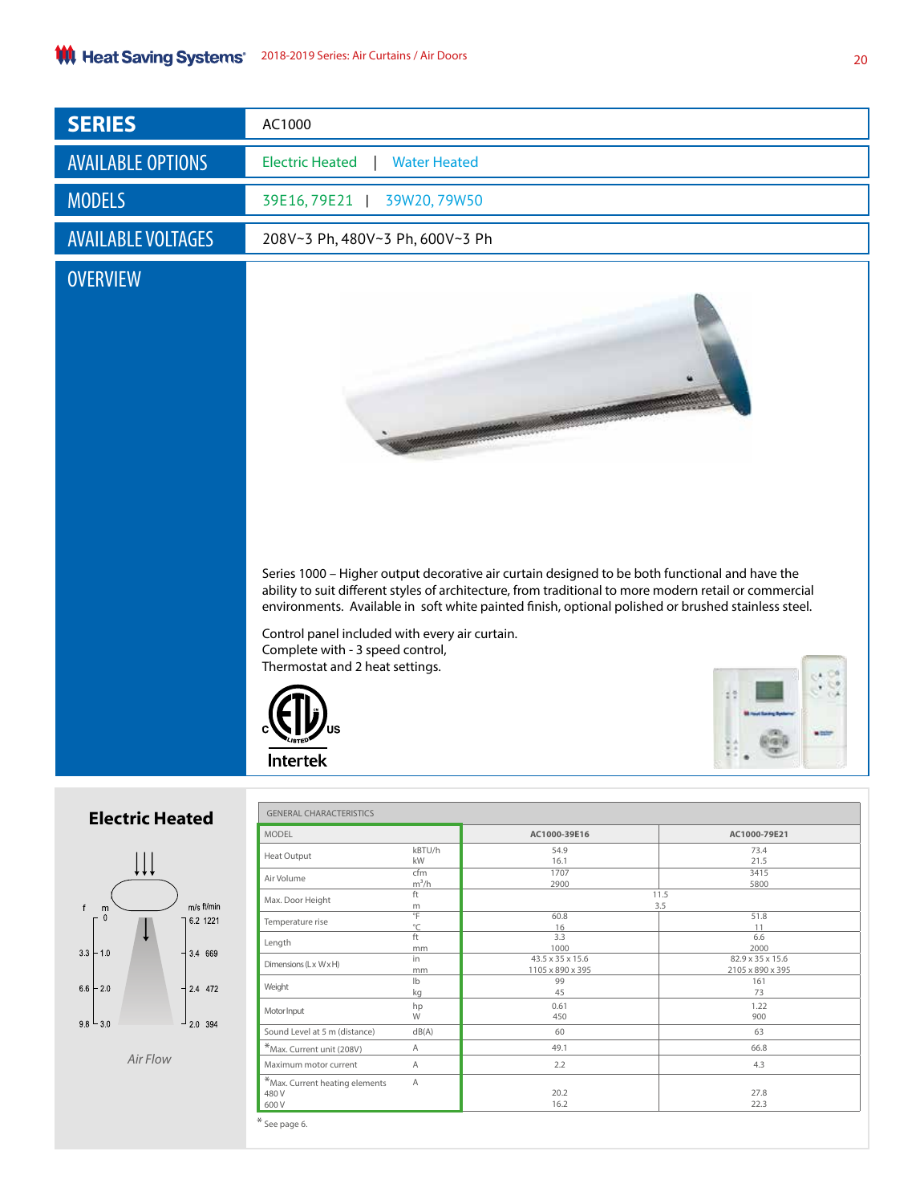| SERIES | AC1000 |
|---|---|
| AVAILABLE OPTIONS | Electric Heated \| Water Heated |
| MODELS | 39E16, 79E21 \| 39W20, 79W50 |
| AVAILABLE VOLTAGES | 208V~3 Ph, 480V~3 Ph, 600V~3 Ph |

## OVERVIEW

Series 1000 – Higher output decorative air curtain designed to be both functional and have the ability to suit different styles of architecture, from traditional to more modern retail or commercial environments. Available in soft white painted finish, optional polished or brushed stainless steel.

Control panel included with every air curtain.
Complete with - 3 speed control,
Thermostat and 2 heat settings.

c ETL us LISTED
Intertek

## Electric Heated

| f | m | m/s | ft/min |
|---|---|---|---|
| | 0 | 6.2 | 1221 |
| 3.3 | 1.0 | 3.4 | 669 |
| 6.6 | 2.0 | 2.4 | 472 |
| 9.8 | 3.0 | 2.0 | 394 |

*Air Flow*

GENERAL CHARACTERISTICS

| MODEL | | AC1000-39E16 | AC1000-79E21 |
|---|---|---|---|
| Heat Output | kBTU/h<br>kW | 54.9<br>16.1 | 73.4<br>21.5 |
| Air Volume | cfm<br>$m^3/h$ | 1707<br>2900 | 3415<br>5800 |
| Max. Door Height | ft<br>m | 11.5<br>3.5 | 11.5<br>3.5 |
| Temperature rise | °F<br>°C | 60.8<br>16 | 51.8<br>11 |
| Length | ft<br>mm | 3.3<br>1000 | 6.6<br>2000 |
| Dimensions (L x W x H) | in<br>mm | 43.5 x 35 x 15.6<br>1105 x 890 x 395 | 82.9 x 35 x 15.6<br>2105 x 890 x 395 |
| Weight | lb<br>kg | 99<br>45 | 161<br>73 |
| Motor Input | hp<br>W | 0.61<br>450 | 1.22<br>900 |
| Sound Level at 5 m (distance) | dB(A) | 60 | 63 |
| *Max. Current unit (208V) | A | 49.1 | 66.8 |
| Maximum motor current | A | 2.2 | 4.3 |
| *Max. Current heating elements<br>480 V<br>600 V | A | <br>20.2<br>16.2 | <br>27.8<br>22.3 |

* See page 6.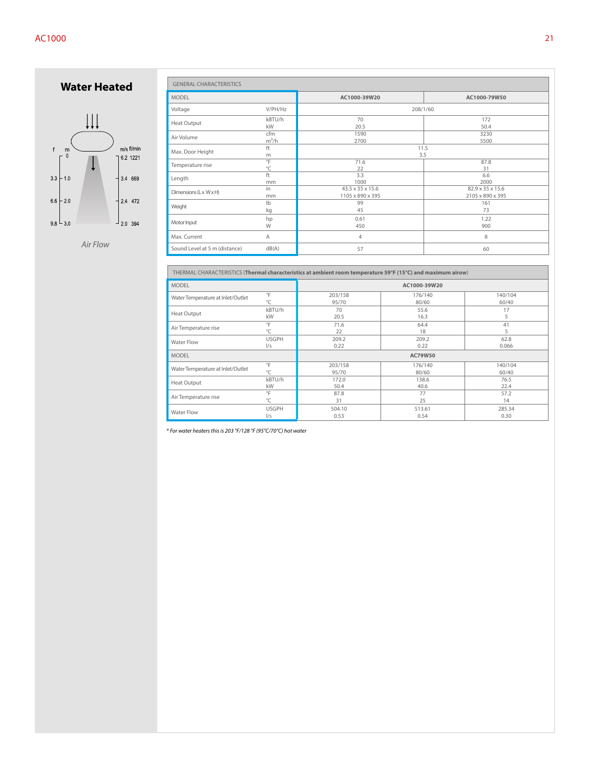## Water Heated

f m m/s ft/min
0 6.2 1221
3.3 1.0 3.4 669
6.6 2.0 2.4 472
9.8 3.0 2.0 394

*Air Flow*

| GENERAL CHARACTERISTICS | | | |
|---|---|---|---|
| MODEL | | **AC1000-39W20** | **AC1000-79W50** |
| Voltage | V/PH/Hz | 208/1/60 | |
| Heat Output | kBTU/h<br>kW | 70<br>20.5 | 172<br>50.4 |
| Air Volume | cfm<br>$m^3/h$ | 1590<br>2700 | 3230<br>5500 |
| Max. Door Height | ft<br>m | 11.5<br>3.5 | |
| Temperature rise | °F<br>°C | 71.6<br>22 | 87.8<br>31 |
| Length | ft<br>mm | 3.3<br>1000 | 6.6<br>2000 |
| Dimensions (L x W x H) | in<br>mm | 43.5 x 35 x 15.6<br>1105 x 890 x 395 | 82.9 x 35 x 15.6<br>2105 x 890 x 395 |
| Weight | lb<br>kg | 99<br>45 | 161<br>73 |
| Motor Input | hp<br>W | 0.61<br>450 | 1.22<br>900 |
| Max. Current | A | 4 | 8 |
| Sound Level at 5 m (distance) | dB(A) | 57 | 60 |

| THERMAL CHARACTERISTICS (**Thermal characteristics at ambient room temperature 59°F (15°C) and maximum airow**) | | | | |
|---|---|---|---|---|
| MODEL | | **AC1000-39W20** | | |
| Water Temperature at Inlet/Outlet | °F<br>°C | 203/158<br>95/70 | 176/140<br>80/60 | 140/104<br>60/40 |
| Heat Output | kBTU/h<br>kW | 70<br>20.5 | 55.6<br>16.3 | 17<br>5 |
| Air Temperature rise | °F<br>°C | 71.6<br>22 | 64.4<br>18 | 41<br>5 |
| Water Flow | USGPH<br>l/s | 209.2<br>0.22 | 209.2<br>0.22 | 62.8<br>0.066 |
| MODEL | | **AC79W50** | | |
| Water Temperature at Inlet/Outlet | °F<br>°C | 203/158<br>95/70 | 176/140<br>80/60 | 140/104<br>60/40 |
| Heat Output | kBTU/h<br>kW | 172.0<br>50.4 | 138.6<br>40.6 | 76.5<br>22.4 |
| Air Temperature rise | °F<br>°C | 87.8<br>31 | 77<br>25 | 57.2<br>14 |
| Water Flow | USGPH<br>l/s | 504.10<br>0.53 | 513.61<br>0.54 | 285.34<br>0.30 |

*\* For water heaters this is 203 °F/128 °F (95°C/70°C) hot water*